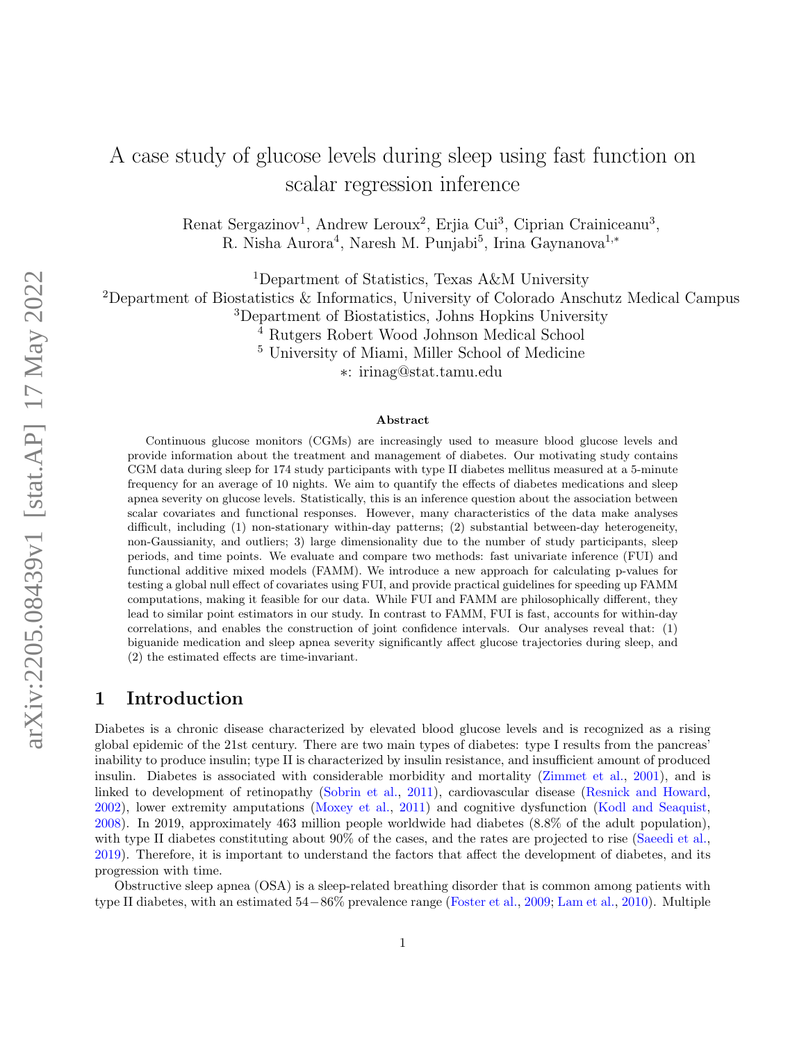# A case study of glucose levels during sleep using fast function on scalar regression inference

Renat Sergazinov[1], Andrew Leroux[2], Erjia Cui[3], Ciprian Crainiceanu[3], R. Nisha Aurora[4], Naresh M. Punjabi[5], Irina Gaynanova[1,*]

[1]Department of Statistics, Texas A&M University

[2]Department of Biostatistics & Informatics, University of Colorado Anschutz Medical Campus

[3]Department of Biostatistics, Johns Hopkins University

[4] Rutgers Robert Wood Johnson Medical School

[5] University of Miami, Miller School of Medicine

*: irinag@stat.tamu.edu

### Abstract

Continuous glucose monitors (CGMs) are increasingly used to measure blood glucose levels and provide information about the treatment and management of diabetes. Our motivating study contains CGM data during sleep for 174 study participants with type II diabetes mellitus measured at a 5-minute frequency for an average of 10 nights. We aim to quantify the effects of diabetes medications and sleep apnea severity on glucose levels. Statistically, this is an inference question about the association between scalar covariates and functional responses. However, many characteristics of the data make analyses difficult, including (1) non-stationary within-day patterns; (2) substantial between-day heterogeneity, non-Gaussianity, and outliers; 3) large dimensionality due to the number of study participants, sleep periods, and time points. We evaluate and compare two methods: fast univariate inference (FUI) and functional additive mixed models (FAMM). We introduce a new approach for calculating p-values for testing a global null effect of covariates using FUI, and provide practical guidelines for speeding up FAMM computations, making it feasible for our data. While FUI and FAMM are philosophically different, they lead to similar point estimators in our study. In contrast to FAMM, FUI is fast, accounts for within-day correlations, and enables the construction of joint confidence intervals. Our analyses reveal that: (1) biguanide medication and sleep apnea severity significantly affect glucose trajectories during sleep, and (2) the estimated effects are time-invariant.

## 1 Introduction

Diabetes is a chronic disease characterized by elevated blood glucose levels and is recognized as a rising global epidemic of the 21st century. There are two main types of diabetes: type I results from the pancreas' inability to produce insulin; type II is characterized by insulin resistance, and insufficient amount of produced insulin. Diabetes is associated with considerable morbidity and mortality (Zimmet et al., 2001), and is linked to development of retinopathy (Sobrin et al., 2011), cardiovascular disease (Resnick and Howard, 2002), lower extremity amputations (Moxey et al., 2011) and cognitive dysfunction (Kodl and Seaquist, 2008). In 2019, approximately 463 million people worldwide had diabetes (8.8% of the adult population), with type II diabetes constituting about 90% of the cases, and the rates are projected to rise (Saeedi et al., 2019). Therefore, it is important to understand the factors that affect the development of diabetes, and its progression with time.

Obstructive sleep apnea (OSA) is a sleep-related breathing disorder that is common among patients with type II diabetes, with an estimated 54−86% prevalence range (Foster et al., 2009; Lam et al., 2010). Multiple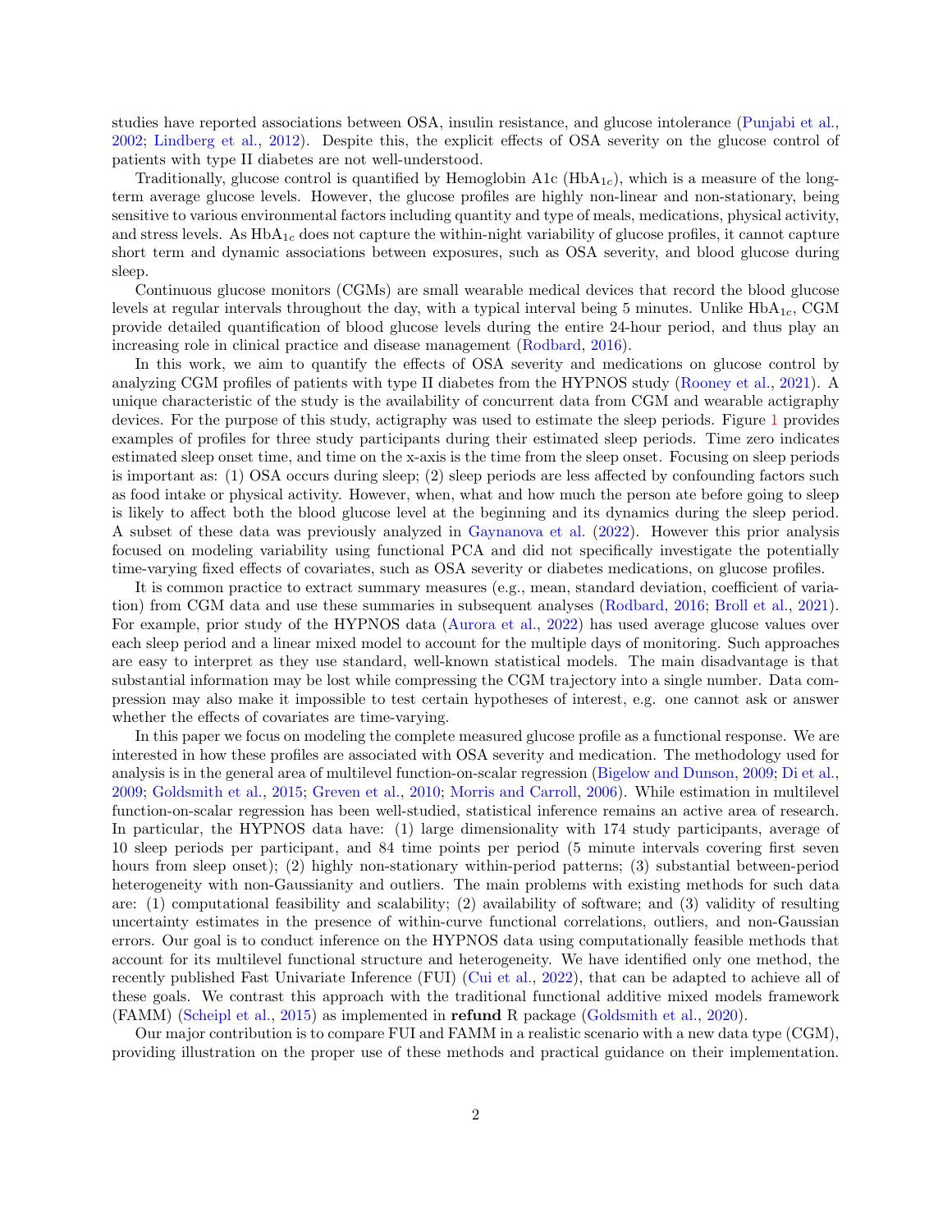studies have reported associations between OSA, insulin resistance, and glucose intolerance (Punjabi et al., 2002; Lindberg et al., 2012). Despite this, the explicit effects of OSA severity on the glucose control of patients with type II diabetes are not well-understood.

Traditionally, glucose control is quantified by Hemoglobin A1c ($\text{HbA}_{1c}$), which is a measure of the long-term average glucose levels. However, the glucose profiles are highly non-linear and non-stationary, being sensitive to various environmental factors including quantity and type of meals, medications, physical activity, and stress levels. As $\text{HbA}_{1c}$ does not capture the within-night variability of glucose profiles, it cannot capture short term and dynamic associations between exposures, such as OSA severity, and blood glucose during sleep.

Continuous glucose monitors (CGMs) are small wearable medical devices that record the blood glucose levels at regular intervals throughout the day, with a typical interval being 5 minutes. Unlike $\text{HbA}_{1c}$, CGM provide detailed quantification of blood glucose levels during the entire 24-hour period, and thus play an increasing role in clinical practice and disease management (Rodbard, 2016).

In this work, we aim to quantify the effects of OSA severity and medications on glucose control by analyzing CGM profiles of patients with type II diabetes from the HYPNOS study (Rooney et al., 2021). A unique characteristic of the study is the availability of concurrent data from CGM and wearable actigraphy devices. For the purpose of this study, actigraphy was used to estimate the sleep periods. Figure 1 provides examples of profiles for three study participants during their estimated sleep periods. Time zero indicates estimated sleep onset time, and time on the x-axis is the time from the sleep onset. Focusing on sleep periods is important as: (1) OSA occurs during sleep; (2) sleep periods are less affected by confounding factors such as food intake or physical activity. However, when, what and how much the person ate before going to sleep is likely to affect both the blood glucose level at the beginning and its dynamics during the sleep period. A subset of these data was previously analyzed in Gaynanova et al. (2022). However this prior analysis focused on modeling variability using functional PCA and did not specifically investigate the potentially time-varying fixed effects of covariates, such as OSA severity or diabetes medications, on glucose profiles.

It is common practice to extract summary measures (e.g., mean, standard deviation, coefficient of variation) from CGM data and use these summaries in subsequent analyses (Rodbard, 2016; Broll et al., 2021). For example, prior study of the HYPNOS data (Aurora et al., 2022) has used average glucose values over each sleep period and a linear mixed model to account for the multiple days of monitoring. Such approaches are easy to interpret as they use standard, well-known statistical models. The main disadvantage is that substantial information may be lost while compressing the CGM trajectory into a single number. Data compression may also make it impossible to test certain hypotheses of interest, e.g. one cannot ask or answer whether the effects of covariates are time-varying.

In this paper we focus on modeling the complete measured glucose profile as a functional response. We are interested in how these profiles are associated with OSA severity and medication. The methodology used for analysis is in the general area of multilevel function-on-scalar regression (Bigelow and Dunson, 2009; Di et al., 2009; Goldsmith et al., 2015; Greven et al., 2010; Morris and Carroll, 2006). While estimation in multilevel function-on-scalar regression has been well-studied, statistical inference remains an active area of research. In particular, the HYPNOS data have: (1) large dimensionality with 174 study participants, average of 10 sleep periods per participant, and 84 time points per period (5 minute intervals covering first seven hours from sleep onset); (2) highly non-stationary within-period patterns; (3) substantial between-period heterogeneity with non-Gaussianity and outliers. The main problems with existing methods for such data are: (1) computational feasibility and scalability; (2) availability of software; and (3) validity of resulting uncertainty estimates in the presence of within-curve functional correlations, outliers, and non-Gaussian errors. Our goal is to conduct inference on the HYPNOS data using computationally feasible methods that account for its multilevel functional structure and heterogeneity. We have identified only one method, the recently published Fast Univariate Inference (FUI) (Cui et al., 2022), that can be adapted to achieve all of these goals. We contrast this approach with the traditional functional additive mixed models framework (FAMM) (Scheipl et al., 2015) as implemented in **refund** R package (Goldsmith et al., 2020).

Our major contribution is to compare FUI and FAMM in a realistic scenario with a new data type (CGM), providing illustration on the proper use of these methods and practical guidance on their implementation.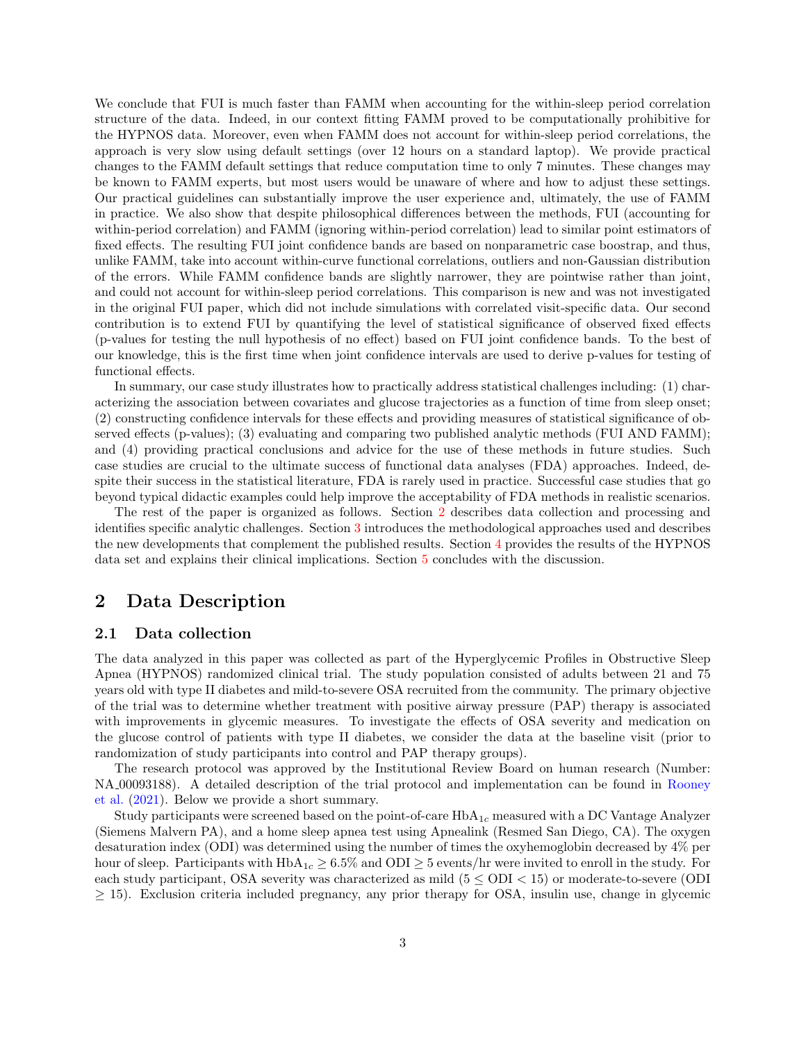We conclude that FUI is much faster than FAMM when accounting for the within-sleep period correlation structure of the data. Indeed, in our context fitting FAMM proved to be computationally prohibitive for the HYPNOS data. Moreover, even when FAMM does not account for within-sleep period correlations, the approach is very slow using default settings (over 12 hours on a standard laptop). We provide practical changes to the FAMM default settings that reduce computation time to only 7 minutes. These changes may be known to FAMM experts, but most users would be unaware of where and how to adjust these settings. Our practical guidelines can substantially improve the user experience and, ultimately, the use of FAMM in practice. We also show that despite philosophical differences between the methods, FUI (accounting for within-period correlation) and FAMM (ignoring within-period correlation) lead to similar point estimators of fixed effects. The resulting FUI joint confidence bands are based on nonparametric case boostrap, and thus, unlike FAMM, take into account within-curve functional correlations, outliers and non-Gaussian distribution of the errors. While FAMM confidence bands are slightly narrower, they are pointwise rather than joint, and could not account for within-sleep period correlations. This comparison is new and was not investigated in the original FUI paper, which did not include simulations with correlated visit-specific data. Our second contribution is to extend FUI by quantifying the level of statistical significance of observed fixed effects (p-values for testing the null hypothesis of no effect) based on FUI joint confidence bands. To the best of our knowledge, this is the first time when joint confidence intervals are used to derive p-values for testing of functional effects.

In summary, our case study illustrates how to practically address statistical challenges including: (1) characterizing the association between covariates and glucose trajectories as a function of time from sleep onset; (2) constructing confidence intervals for these effects and providing measures of statistical significance of observed effects (p-values); (3) evaluating and comparing two published analytic methods (FUI AND FAMM); and (4) providing practical conclusions and advice for the use of these methods in future studies. Such case studies are crucial to the ultimate success of functional data analyses (FDA) approaches. Indeed, despite their success in the statistical literature, FDA is rarely used in practice. Successful case studies that go beyond typical didactic examples could help improve the acceptability of FDA methods in realistic scenarios.

The rest of the paper is organized as follows. Section 2 describes data collection and processing and identifies specific analytic challenges. Section 3 introduces the methodological approaches used and describes the new developments that complement the published results. Section 4 provides the results of the HYPNOS data set and explains their clinical implications. Section 5 concludes with the discussion.

## 2 Data Description

### 2.1 Data collection

The data analyzed in this paper was collected as part of the Hyperglycemic Profiles in Obstructive Sleep Apnea (HYPNOS) randomized clinical trial. The study population consisted of adults between 21 and 75 years old with type II diabetes and mild-to-severe OSA recruited from the community. The primary objective of the trial was to determine whether treatment with positive airway pressure (PAP) therapy is associated with improvements in glycemic measures. To investigate the effects of OSA severity and medication on the glucose control of patients with type II diabetes, we consider the data at the baseline visit (prior to randomization of study participants into control and PAP therapy groups).

The research protocol was approved by the Institutional Review Board on human research (Number: NA_00093188). A detailed description of the trial protocol and implementation can be found in Rooney et al. (2021). Below we provide a short summary.

Study participants were screened based on the point-of-care $HbA_{1c}$ measured with a DC Vantage Analyzer (Siemens Malvern PA), and a home sleep apnea test using Apnealink (Resmed San Diego, CA). The oxygen desaturation index (ODI) was determined using the number of times the oxyhemoglobin decreased by 4% per hour of sleep. Participants with $HbA_{1c} \geq 6.5\%$ and ODI $\geq 5$ events/hr were invited to enroll in the study. For each study participant, OSA severity was characterized as mild ($5 \leq$ ODI $< 15$) or moderate-to-severe (ODI $\geq 15$). Exclusion criteria included pregnancy, any prior therapy for OSA, insulin use, change in glycemic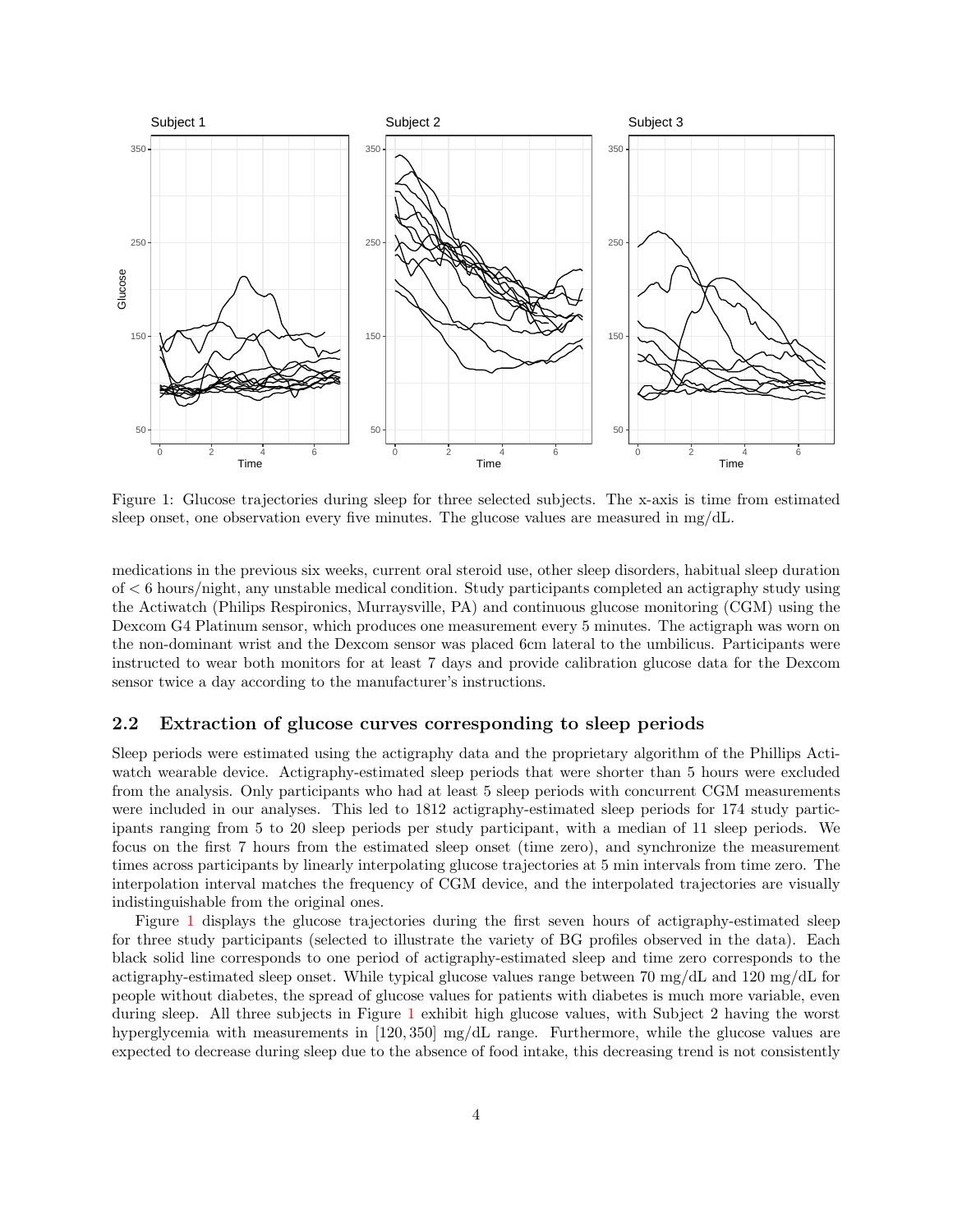Figure 1: Glucose trajectories during sleep for three selected subjects. The x-axis is time from estimated sleep onset, one observation every five minutes. The glucose values are measured in mg/dL.

medications in the previous six weeks, current oral steroid use, other sleep disorders, habitual sleep duration of $<6$ hours/night, any unstable medical condition. Study participants completed an actigraphy study using the Actiwatch (Philips Respironics, Murraysville, PA) and continuous glucose monitoring (CGM) using the Dexcom G4 Platinum sensor, which produces one measurement every 5 minutes. The actigraph was worn on the non-dominant wrist and the Dexcom sensor was placed 6cm lateral to the umbilicus. Participants were instructed to wear both monitors for at least 7 days and provide calibration glucose data for the Dexcom sensor twice a day according to the manufacturer's instructions.

## 2.2 Extraction of glucose curves corresponding to sleep periods

Sleep periods were estimated using the actigraphy data and the proprietary algorithm of the Phillips Actiwatch wearable device. Actigraphy-estimated sleep periods that were shorter than 5 hours were excluded from the analysis. Only participants who had at least 5 sleep periods with concurrent CGM measurements were included in our analyses. This led to 1812 actigraphy-estimated sleep periods for 174 study participants ranging from 5 to 20 sleep periods per study participant, with a median of 11 sleep periods. We focus on the first 7 hours from the estimated sleep onset (time zero), and synchronize the measurement times across participants by linearly interpolating glucose trajectories at 5 min intervals from time zero. The interpolation interval matches the frequency of CGM device, and the interpolated trajectories are visually indistinguishable from the original ones.

Figure 1 displays the glucose trajectories during the first seven hours of actigraphy-estimated sleep for three study participants (selected to illustrate the variety of BG profiles observed in the data). Each black solid line corresponds to one period of actigraphy-estimated sleep and time zero corresponds to the actigraphy-estimated sleep onset. While typical glucose values range between 70 mg/dL and 120 mg/dL for people without diabetes, the spread of glucose values for patients with diabetes is much more variable, even during sleep. All three subjects in Figure 1 exhibit high glucose values, with Subject 2 having the worst hyperglycemia with measurements in $[120, 350]$ mg/dL range. Furthermore, while the glucose values are expected to decrease during sleep due to the absence of food intake, this decreasing trend is not consistently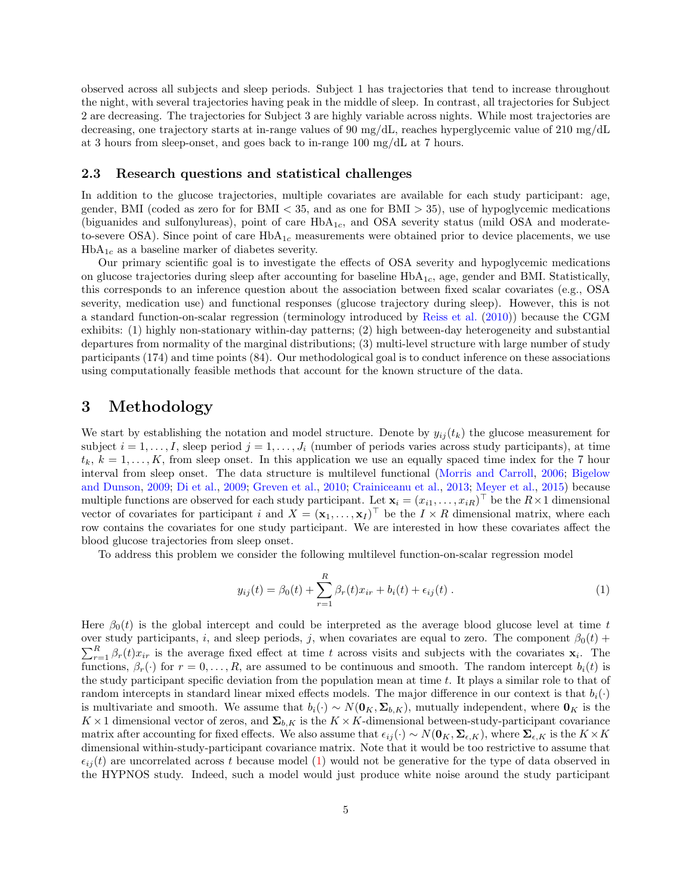observed across all subjects and sleep periods. Subject 1 has trajectories that tend to increase throughout the night, with several trajectories having peak in the middle of sleep. In contrast, all trajectories for Subject 2 are decreasing. The trajectories for Subject 3 are highly variable across nights. While most trajectories are decreasing, one trajectory starts at in-range values of 90 mg/dL, reaches hyperglycemic value of 210 mg/dL at 3 hours from sleep-onset, and goes back to in-range 100 mg/dL at 7 hours.

### 2.3 Research questions and statistical challenges

In addition to the glucose trajectories, multiple covariates are available for each study participant: age, gender, BMI (coded as zero for for BMI < 35, and as one for BMI > 35), use of hypoglycemic medications (biguanides and sulfonylureas), point of care $\text{HbA}_{1c}$, and OSA severity status (mild OSA and moderate-to-severe OSA). Since point of care $\text{HbA}_{1c}$ measurements were obtained prior to device placements, we use $\text{HbA}_{1c}$ as a baseline marker of diabetes severity.

Our primary scientific goal is to investigate the effects of OSA severity and hypoglycemic medications on glucose trajectories during sleep after accounting for baseline $\text{HbA}_{1c}$, age, gender and BMI. Statistically, this corresponds to an inference question about the association between fixed scalar covariates (e.g., OSA severity, medication use) and functional responses (glucose trajectory during sleep). However, this is not a standard function-on-scalar regression (terminology introduced by Reiss et al. (2010)) because the CGM exhibits: (1) highly non-stationary within-day patterns; (2) high between-day heterogeneity and substantial departures from normality of the marginal distributions; (3) multi-level structure with large number of study participants (174) and time points (84). Our methodological goal is to conduct inference on these associations using computationally feasible methods that account for the known structure of the data.

## 3 Methodology

We start by establishing the notation and model structure. Denote by $y_{ij}(t_k)$ the glucose measurement for subject $i = 1, \ldots, I$, sleep period $j = 1, \ldots, J_i$ (number of periods varies across study participants), at time $t_k$, $k = 1, \ldots, K$, from sleep onset. In this application we use an equally spaced time index for the 7 hour interval from sleep onset. The data structure is multilevel functional (Morris and Carroll, 2006; Bigelow and Dunson, 2009; Di et al., 2009; Greven et al., 2010; Crainiceanu et al., 2013; Meyer et al., 2015) because multiple functions are observed for each study participant. Let $\mathbf{x}_i = (x_{i1}, \ldots, x_{iR})^\top$ be the $R \times 1$ dimensional vector of covariates for participant $i$ and $X = (\mathbf{x}_1, \ldots, \mathbf{x}_I)^\top$ be the $I \times R$ dimensional matrix, where each row contains the covariates for one study participant. We are interested in how these covariates affect the blood glucose trajectories from sleep onset.

To address this problem we consider the following multilevel function-on-scalar regression model

$$y_{ij}(t) = \beta_0(t) + \sum_{r=1}^{R} \beta_r(t) x_{ir} + b_i(t) + \epsilon_{ij}(t) \,. \tag{1}$$

Here $\beta_0(t)$ is the global intercept and could be interpreted as the average blood glucose level at time $t$ over study participants, $i$, and sleep periods, $j$, when covariates are equal to zero. The component $\beta_0(t) + \sum_{r=1}^{R} \beta_r(t) x_{ir}$ is the average fixed effect at time $t$ across visits and subjects with the covariates $\mathbf{x}_i$. The functions, $\beta_r(\cdot)$ for $r = 0, \ldots, R$, are assumed to be continuous and smooth. The random intercept $b_i(t)$ is the study participant specific deviation from the population mean at time $t$. It plays a similar role to that of random intercepts in standard linear mixed effects models. The major difference in our context is that $b_i(\cdot)$ is multivariate and smooth. We assume that $b_i(\cdot) \sim N(\mathbf{0}_K, \mathbf{\Sigma}_{b,K})$, mutually independent, where $\mathbf{0}_K$ is the $K \times 1$ dimensional vector of zeros, and $\mathbf{\Sigma}_{b,K}$ is the $K \times K$-dimensional between-study-participant covariance matrix after accounting for fixed effects. We also assume that $\epsilon_{ij}(\cdot) \sim N(\mathbf{0}_K, \mathbf{\Sigma}_{\epsilon,K})$, where $\mathbf{\Sigma}_{\epsilon,K}$ is the $K \times K$ dimensional within-study-participant covariance matrix. Note that it would be too restrictive to assume that $\epsilon_{ij}(t)$ are uncorrelated across $t$ because model (1) would not be generative for the type of data observed in the HYPNOS study. Indeed, such a model would just produce white noise around the study participant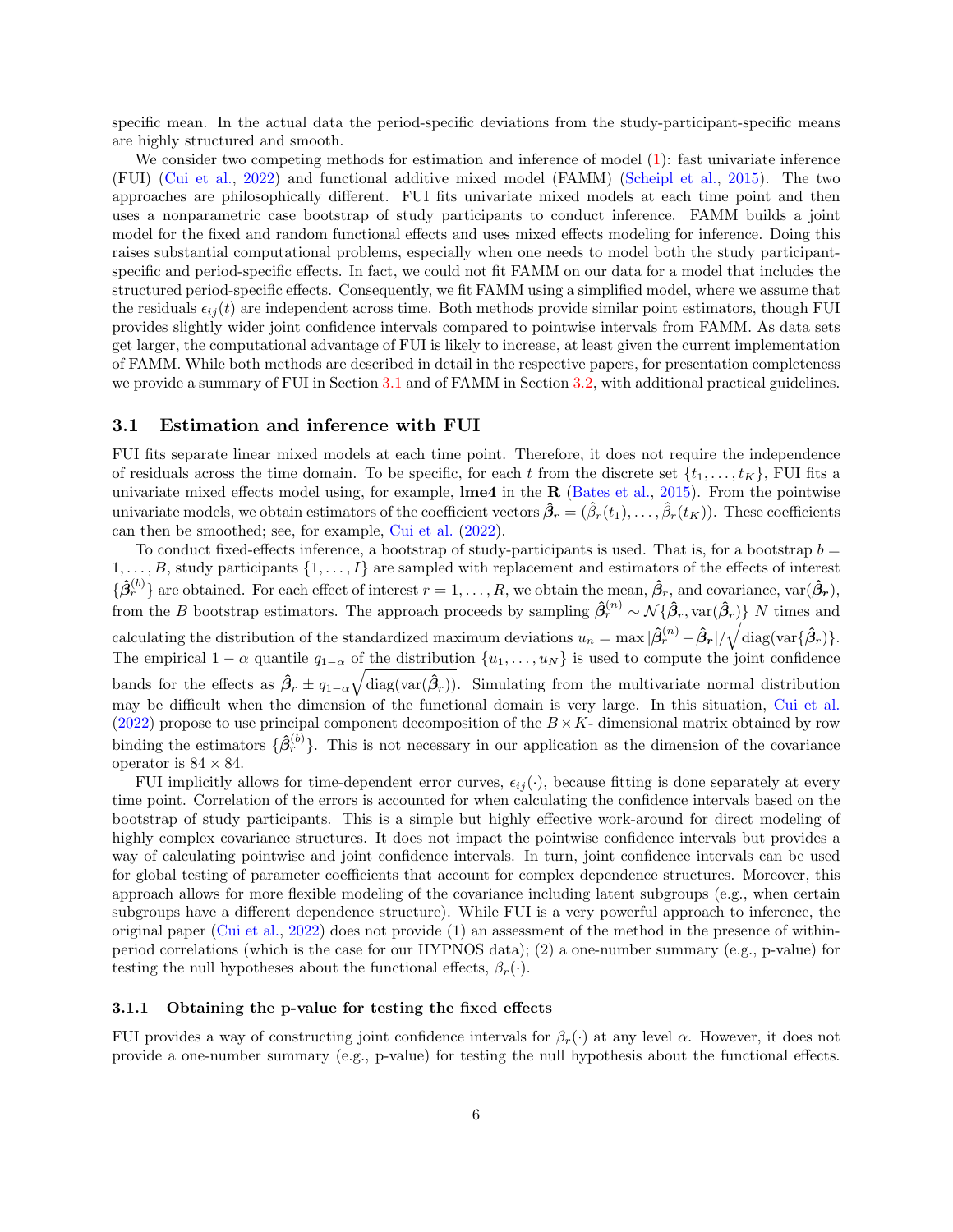specific mean. In the actual data the period-specific deviations from the study-participant-specific means are highly structured and smooth.

We consider two competing methods for estimation and inference of model (1): fast univariate inference (FUI) (Cui et al., 2022) and functional additive mixed model (FAMM) (Scheipl et al., 2015). The two approaches are philosophically different. FUI fits univariate mixed models at each time point and then uses a nonparametric case bootstrap of study participants to conduct inference. FAMM builds a joint model for the fixed and random functional effects and uses mixed effects modeling for inference. Doing this raises substantial computational problems, especially when one needs to model both the study participant-specific and period-specific effects. In fact, we could not fit FAMM on our data for a model that includes the structured period-specific effects. Consequently, we fit FAMM using a simplified model, where we assume that the residuals $\epsilon_{ij}(t)$ are independent across time. Both methods provide similar point estimators, though FUI provides slightly wider joint confidence intervals compared to pointwise intervals from FAMM. As data sets get larger, the computational advantage of FUI is likely to increase, at least given the current implementation of FAMM. While both methods are described in detail in the respective papers, for presentation completeness we provide a summary of FUI in Section 3.1 and of FAMM in Section 3.2, with additional practical guidelines.

## 3.1 Estimation and inference with FUI

FUI fits separate linear mixed models at each time point. Therefore, it does not require the independence of residuals across the time domain. To be specific, for each $t$ from the discrete set $\{t_1, \ldots, t_K\}$, FUI fits a univariate mixed effects model using, for example, **lme4** in the **R** (Bates et al., 2015). From the pointwise univariate models, we obtain estimators of the coefficient vectors $\hat{\boldsymbol{\beta}}_r = (\hat{\beta}_r(t_1), \ldots, \hat{\beta}_r(t_K))$. These coefficients can then be smoothed; see, for example, Cui et al. (2022).

To conduct fixed-effects inference, a bootstrap of study-participants is used. That is, for a bootstrap $b = 1, \ldots, B$, study participants $\{1, \ldots, I\}$ are sampled with replacement and estimators of the effects of interest $\{\hat{\boldsymbol{\beta}}_r^{(b)}\}$ are obtained. For each effect of interest $r = 1, \ldots, R$, we obtain the mean, $\hat{\boldsymbol{\beta}}_r$, and covariance, $\text{var}(\hat{\boldsymbol{\beta}}_{\boldsymbol{r}})$, from the $B$ bootstrap estimators. The approach proceeds by sampling $\hat{\boldsymbol{\beta}}_r^{(n)} \sim \mathcal{N}\{\hat{\boldsymbol{\beta}}_r, \text{var}(\hat{\boldsymbol{\beta}}_r)\}$ $N$ times and calculating the distribution of the standardized maximum deviations $u_n = \max |\hat{\boldsymbol{\beta}}_r^{(n)} - \hat{\boldsymbol{\beta}}_{\boldsymbol{r}}| / \sqrt{\text{diag}(\text{var}\{\hat{\boldsymbol{\beta}}_r)}\}$. The empirical $1 - \alpha$ quantile $q_{1-\alpha}$ of the distribution $\{u_1, \ldots, u_N\}$ is used to compute the joint confidence bands for the effects as $\hat{\boldsymbol{\beta}}_r \pm q_{1-\alpha}\sqrt{\text{diag}(\text{var}(\hat{\boldsymbol{\beta}}_r))}$. Simulating from the multivariate normal distribution may be difficult when the dimension of the functional domain is very large. In this situation, Cui et al. (2022) propose to use principal component decomposition of the $B \times K$- dimensional matrix obtained by row binding the estimators $\{\hat{\boldsymbol{\beta}}_r^{(b)}\}$. This is not necessary in our application as the dimension of the covariance operator is $84 \times 84$.

FUI implicitly allows for time-dependent error curves, $\epsilon_{ij}(\cdot)$, because fitting is done separately at every time point. Correlation of the errors is accounted for when calculating the confidence intervals based on the bootstrap of study participants. This is a simple but highly effective work-around for direct modeling of highly complex covariance structures. It does not impact the pointwise confidence intervals but provides a way of calculating pointwise and joint confidence intervals. In turn, joint confidence intervals can be used for global testing of parameter coefficients that account for complex dependence structures. Moreover, this approach allows for more flexible modeling of the covariance including latent subgroups (e.g., when certain subgroups have a different dependence structure). While FUI is a very powerful approach to inference, the original paper (Cui et al., 2022) does not provide (1) an assessment of the method in the presence of within-period correlations (which is the case for our HYPNOS data); (2) a one-number summary (e.g., p-value) for testing the null hypotheses about the functional effects, $\beta_r(\cdot)$.

### 3.1.1 Obtaining the p-value for testing the fixed effects

FUI provides a way of constructing joint confidence intervals for $\beta_r(\cdot)$ at any level $\alpha$. However, it does not provide a one-number summary (e.g., p-value) for testing the null hypothesis about the functional effects.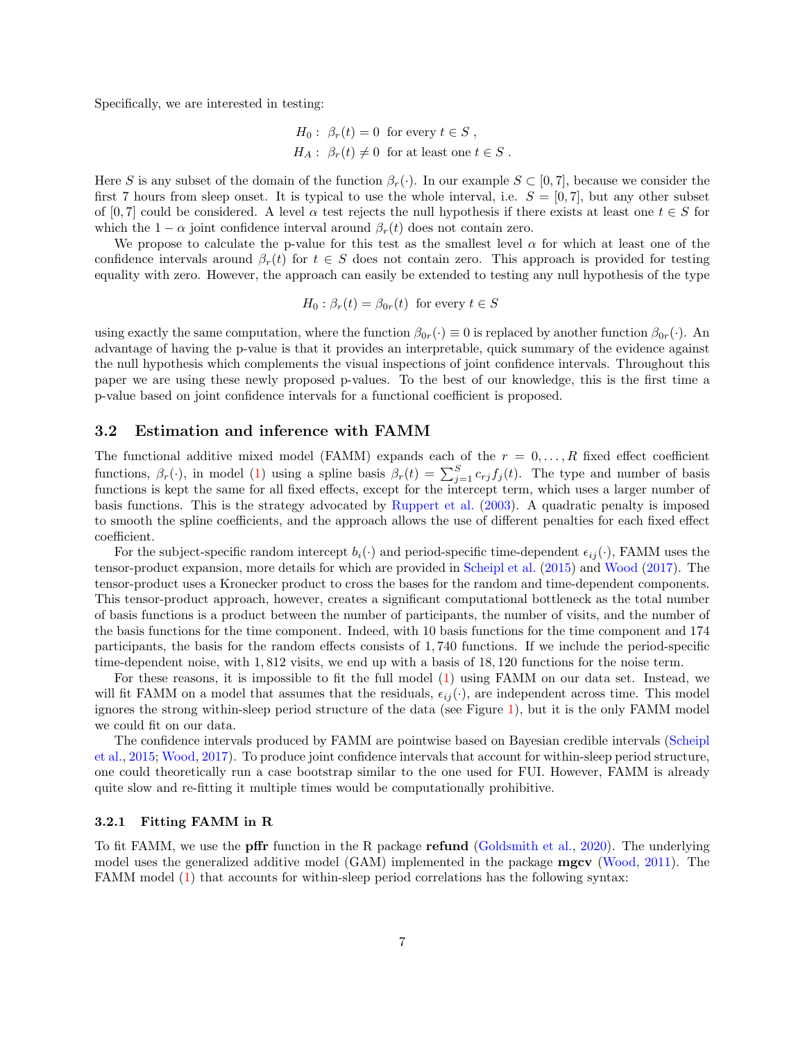Specifically, we are interested in testing:

$$
\begin{aligned}
H_0 &: \ \beta_r(t) = 0 \ \text{ for every } t \in S \ , \\
H_A &: \ \beta_r(t) \neq 0 \ \text{ for at least one } t \in S \ .
\end{aligned}
$$

Here $S$ is any subset of the domain of the function $\beta_r(\cdot)$. In our example $S \subset [0, 7]$, because we consider the first 7 hours from sleep onset. It is typical to use the whole interval, i.e. $S = [0, 7]$, but any other subset of $[0, 7]$ could be considered. A level $\alpha$ test rejects the null hypothesis if there exists at least one $t \in S$ for which the $1 - \alpha$ joint confidence interval around $\beta_r(t)$ does not contain zero.

We propose to calculate the p-value for this test as the smallest level $\alpha$ for which at least one of the confidence intervals around $\beta_r(t)$ for $t \in S$ does not contain zero. This approach is provided for testing equality with zero. However, the approach can easily be extended to testing any null hypothesis of the type

$$
H_0 : \beta_r(t) = \beta_{0r}(t) \ \text{ for every } t \in S
$$

using exactly the same computation, where the function $\beta_{0r}(\cdot) \equiv 0$ is replaced by another function $\beta_{0r}(\cdot)$. An advantage of having the p-value is that it provides an interpretable, quick summary of the evidence against the null hypothesis which complements the visual inspections of joint confidence intervals. Throughout this paper we are using these newly proposed p-values. To the best of our knowledge, this is the first time a p-value based on joint confidence intervals for a functional coefficient is proposed.

## 3.2 Estimation and inference with FAMM

The functional additive mixed model (FAMM) expands each of the $r = 0, \ldots, R$ fixed effect coefficient functions, $\beta_r(\cdot)$, in model (1) using a spline basis $\beta_r(t) = \sum_{j=1}^{S} c_{rj} f_j(t)$. The type and number of basis functions is kept the same for all fixed effects, except for the intercept term, which uses a larger number of basis functions. This is the strategy advocated by Ruppert et al. (2003). A quadratic penalty is imposed to smooth the spline coefficients, and the approach allows the use of different penalties for each fixed effect coefficient.

For the subject-specific random intercept $b_i(\cdot)$ and period-specific time-dependent $\epsilon_{ij}(\cdot)$, FAMM uses the tensor-product expansion, more details for which are provided in Scheipl et al. (2015) and Wood (2017). The tensor-product uses a Kronecker product to cross the bases for the random and time-dependent components. This tensor-product approach, however, creates a significant computational bottleneck as the total number of basis functions is a product between the number of participants, the number of visits, and the number of the basis functions for the time component. Indeed, with 10 basis functions for the time component and 174 participants, the basis for the random effects consists of 1,740 functions. If we include the period-specific time-dependent noise, with 1,812 visits, we end up with a basis of 18,120 functions for the noise term.

For these reasons, it is impossible to fit the full model (1) using FAMM on our data set. Instead, we will fit FAMM on a model that assumes that the residuals, $\epsilon_{ij}(\cdot)$, are independent across time. This model ignores the strong within-sleep period structure of the data (see Figure 1), but it is the only FAMM model we could fit on our data.

The confidence intervals produced by FAMM are pointwise based on Bayesian credible intervals (Scheipl et al., 2015; Wood, 2017). To produce joint confidence intervals that account for within-sleep period structure, one could theoretically run a case bootstrap similar to the one used for FUI. However, FAMM is already quite slow and re-fitting it multiple times would be computationally prohibitive.

### 3.2.1 Fitting FAMM in R

To fit FAMM, we use the **pffr** function in the R package **refund** (Goldsmith et al., 2020). The underlying model uses the generalized additive model (GAM) implemented in the package **mgcv** (Wood, 2011). The FAMM model (1) that accounts for within-sleep period correlations has the following syntax: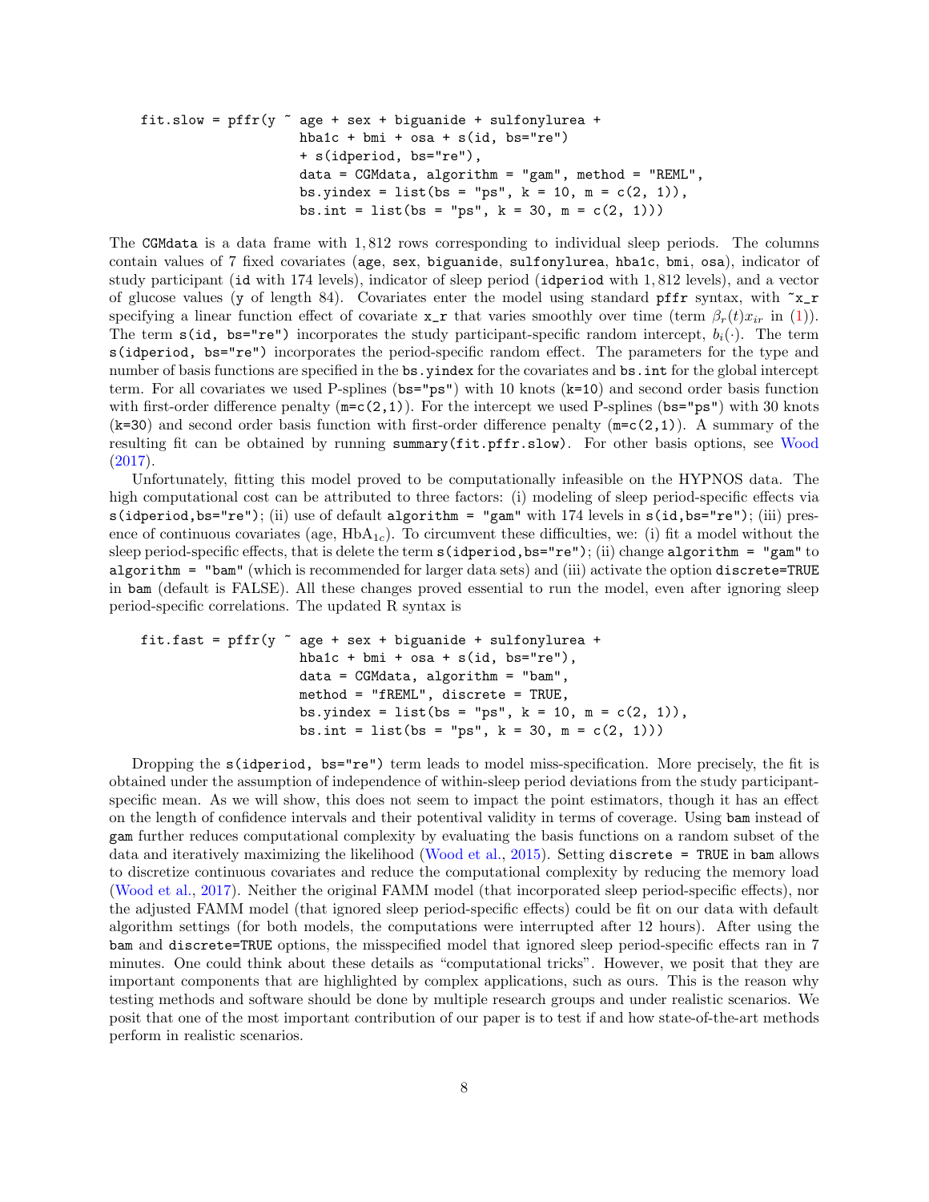```
fit.slow = pffr(y ~ age + sex + biguanide + sulfonylurea +
                    hba1c + bmi + osa + s(id, bs="re")
                    + s(idperiod, bs="re"),
                    data = CGMdata, algorithm = "gam", method = "REML",
                    bs.yindex = list(bs = "ps", k = 10, m = c(2, 1)),
                    bs.int = list(bs = "ps", k = 30, m = c(2, 1)))
```

The `CGMdata` is a data frame with 1,812 rows corresponding to individual sleep periods. The columns contain values of 7 fixed covariates (`age`, `sex`, `biguanide`, `sulfonylurea`, `hba1c`, `bmi`, `osa`), indicator of study participant (`id` with 174 levels), indicator of sleep period (`idperiod` with 1,812 levels), and a vector of glucose values (`y` of length 84). Covariates enter the model using standard `pffr` syntax, with `~x_r` specifying a linear function effect of covariate `x_r` that varies smoothly over time (term $\beta_r(t)x_{ir}$ in (1)). The term `s(id, bs="re")` incorporates the study participant-specific random intercept, $b_i(\cdot)$. The term `s(idperiod, bs="re")` incorporates the period-specific random effect. The parameters for the type and number of basis functions are specified in the `bs.yindex` for the covariates and `bs.int` for the global intercept term. For all covariates we used P-splines (`bs="ps"`) with 10 knots (`k=10`) and second order basis function with first-order difference penalty (`m=c(2,1)`). For the intercept we used P-splines (`bs="ps"`) with 30 knots (`k=30`) and second order basis function with first-order difference penalty (`m=c(2,1)`). A summary of the resulting fit can be obtained by running `summary(fit.pffr.slow)`. For other basis options, see Wood (2017).

Unfortunately, fitting this model proved to be computationally infeasible on the HYPNOS data. The high computational cost can be attributed to three factors: (i) modeling of sleep period-specific effects via `s(idperiod,bs="re")`; (ii) use of default `algorithm = "gam"` with 174 levels in `s(id,bs="re")`; (iii) presence of continuous covariates (age, $\text{HbA}_{1c}$). To circumvent these difficulties, we: (i) fit a model without the sleep period-specific effects, that is delete the term `s(idperiod,bs="re")`; (ii) change `algorithm = "gam"` to `algorithm = "bam"` (which is recommended for larger data sets) and (iii) activate the option `discrete=TRUE` in `bam` (default is FALSE). All these changes proved essential to run the model, even after ignoring sleep period-specific correlations. The updated R syntax is

```
fit.fast = pffr(y ~ age + sex + biguanide + sulfonylurea +
                    hba1c + bmi + osa + s(id, bs="re"),
                    data = CGMdata, algorithm = "bam",
                    method = "fREML", discrete = TRUE,
                    bs.yindex = list(bs = "ps", k = 10, m = c(2, 1)),
                    bs.int = list(bs = "ps", k = 30, m = c(2, 1)))
```

Dropping the `s(idperiod, bs="re")` term leads to model miss-specification. More precisely, the fit is obtained under the assumption of independence of within-sleep period deviations from the study participant-specific mean. As we will show, this does not seem to impact the point estimators, though it has an effect on the length of confidence intervals and their potentival validity in terms of coverage. Using `bam` instead of `gam` further reduces computational complexity by evaluating the basis functions on a random subset of the data and iteratively maximizing the likelihood (Wood et al., 2015). Setting `discrete = TRUE` in `bam` allows to discretize continuous covariates and reduce the computational complexity by reducing the memory load (Wood et al., 2017). Neither the original FAMM model (that incorporated sleep period-specific effects), nor the adjusted FAMM model (that ignored sleep period-specific effects) could be fit on our data with default algorithm settings (for both models, the computations were interrupted after 12 hours). After using the `bam` and `discrete=TRUE` options, the misspecified model that ignored sleep period-specific effects ran in 7 minutes. One could think about these details as "computational tricks". However, we posit that they are important components that are highlighted by complex applications, such as ours. This is the reason why testing methods and software should be done by multiple research groups and under realistic scenarios. We posit that one of the most important contribution of our paper is to test if and how state-of-the-art methods perform in realistic scenarios.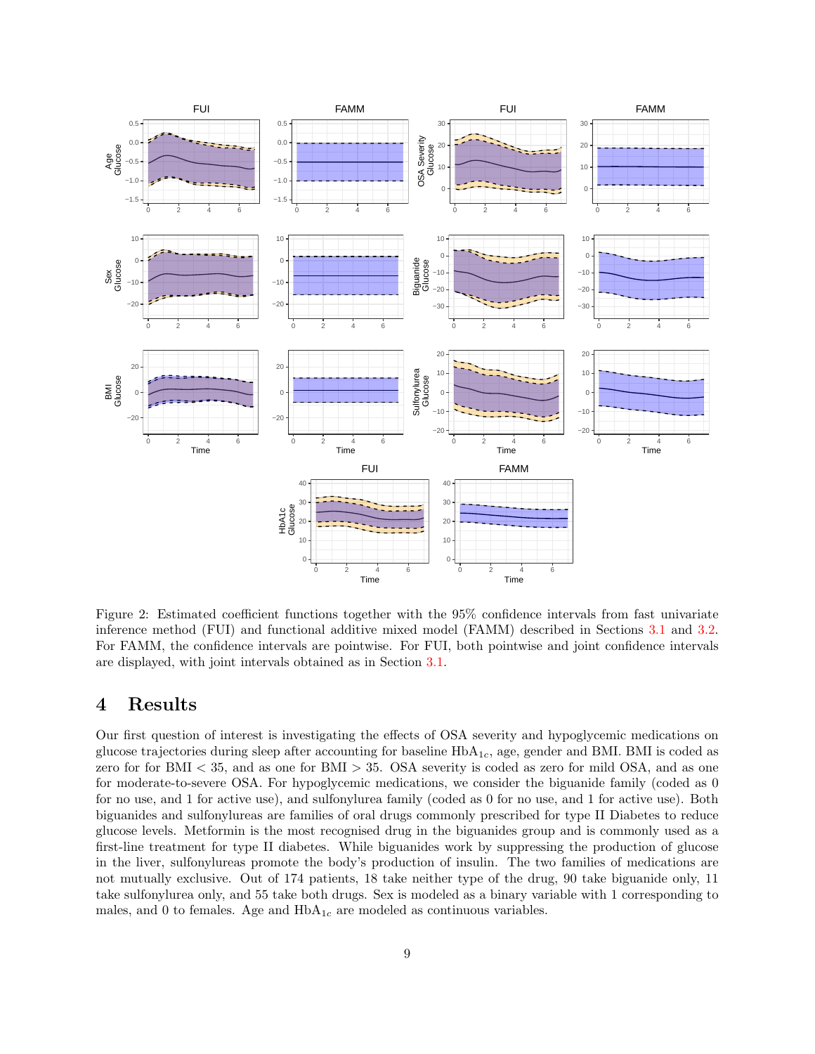Figure 2: Estimated coefficient functions together with the 95% confidence intervals from fast univariate inference method (FUI) and functional additive mixed model (FAMM) described in Sections 3.1 and 3.2. For FAMM, the confidence intervals are pointwise. For FUI, both pointwise and joint confidence intervals are displayed, with joint intervals obtained as in Section 3.1.

# 4 Results

Our first question of interest is investigating the effects of OSA severity and hypoglycemic medications on glucose trajectories during sleep after accounting for baseline $\text{HbA}_{1c}$, age, gender and BMI. BMI is coded as zero for for BMI $< 35$, and as one for BMI $> 35$. OSA severity is coded as zero for mild OSA, and as one for moderate-to-severe OSA. For hypoglycemic medications, we consider the biguanide family (coded as 0 for no use, and 1 for active use), and sulfonylurea family (coded as 0 for no use, and 1 for active use). Both biguanides and sulfonylureas are families of oral drugs commonly prescribed for type II Diabetes to reduce glucose levels. Metformin is the most recognised drug in the biguanides group and is commonly used as a first-line treatment for type II diabetes. While biguanides work by suppressing the production of glucose in the liver, sulfonylureas promote the body's production of insulin. The two families of medications are not mutually exclusive. Out of 174 patients, 18 take neither type of the drug, 90 take biguanide only, 11 take sulfonylurea only, and 55 take both drugs. Sex is modeled as a binary variable with 1 corresponding to males, and 0 to females. Age and $\text{HbA}_{1c}$ are modeled as continuous variables.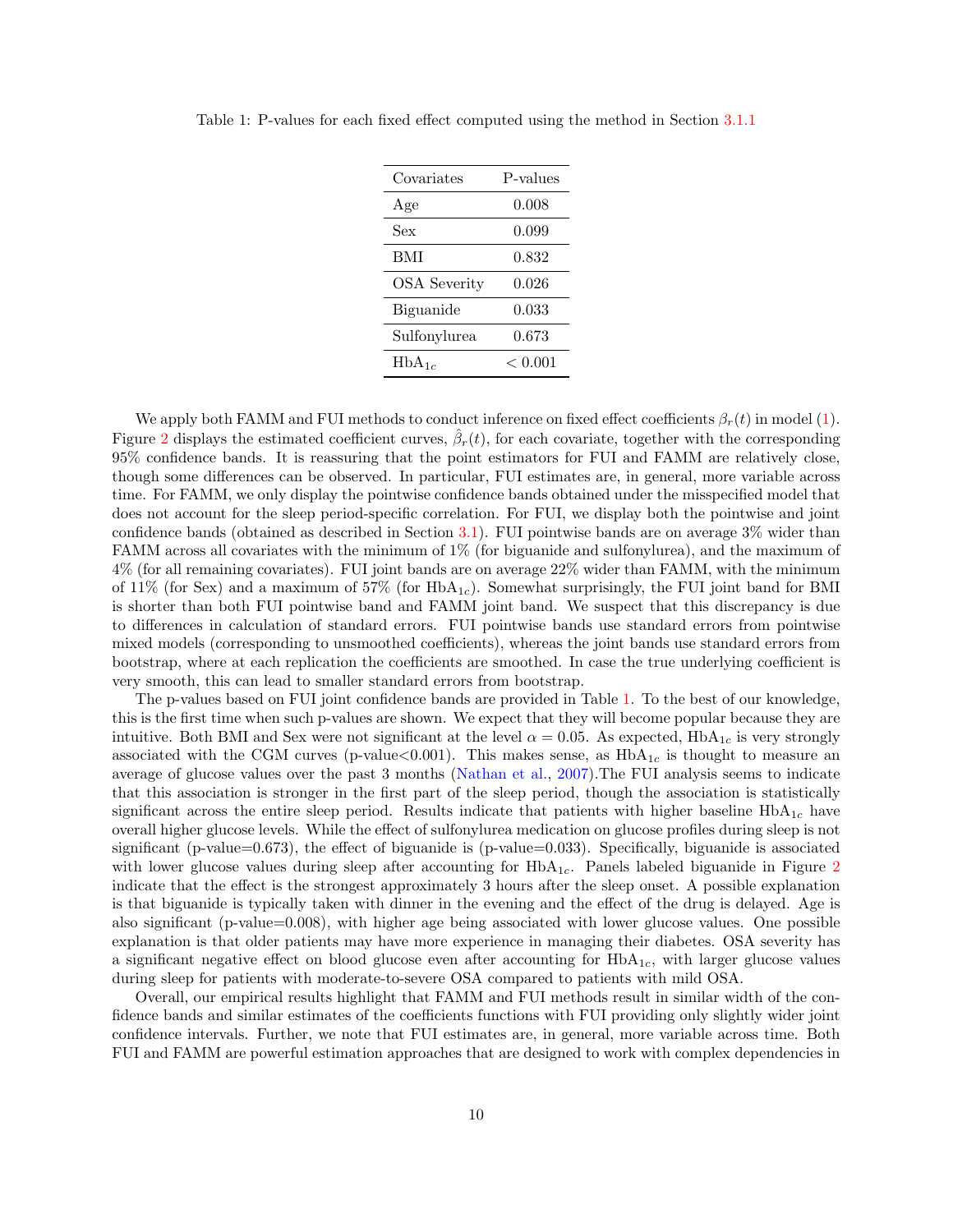Table 1: P-values for each fixed effect computed using the method in Section 3.1.1

| Covariates | P-values |
| --- | --- |
| Age | 0.008 |
| Sex | 0.099 |
| BMI | 0.832 |
| OSA Severity | 0.026 |
| Biguanide | 0.033 |
| Sulfonylurea | 0.673 |
| $\text{HbA}_{1c}$ | $< 0.001$ |

We apply both FAMM and FUI methods to conduct inference on fixed effect coefficients $\beta_r(t)$ in model (1). Figure 2 displays the estimated coefficient curves, $\hat{\beta}_r(t)$, for each covariate, together with the corresponding 95% confidence bands. It is reassuring that the point estimators for FUI and FAMM are relatively close, though some differences can be observed. In particular, FUI estimates are, in general, more variable across time. For FAMM, we only display the pointwise confidence bands obtained under the misspecified model that does not account for the sleep period-specific correlation. For FUI, we display both the pointwise and joint confidence bands (obtained as described in Section 3.1). FUI pointwise bands are on average 3% wider than FAMM across all covariates with the minimum of 1% (for biguanide and sulfonylurea), and the maximum of 4% (for all remaining covariates). FUI joint bands are on average 22% wider than FAMM, with the minimum of 11% (for Sex) and a maximum of 57% (for $\text{HbA}_{1c}$). Somewhat surprisingly, the FUI joint band for BMI is shorter than both FUI pointwise band and FAMM joint band. We suspect that this discrepancy is due to differences in calculation of standard errors. FUI pointwise bands use standard errors from pointwise mixed models (corresponding to unsmoothed coefficients), whereas the joint bands use standard errors from bootstrap, where at each replication the coefficients are smoothed. In case the true underlying coefficient is very smooth, this can lead to smaller standard errors from bootstrap.

The p-values based on FUI joint confidence bands are provided in Table 1. To the best of our knowledge, this is the first time when such p-values are shown. We expect that they will become popular because they are intuitive. Both BMI and Sex were not significant at the level $\alpha = 0.05$. As expected, $\text{HbA}_{1c}$ is very strongly associated with the CGM curves (p-value<0.001). This makes sense, as $\text{HbA}_{1c}$ is thought to measure an average of glucose values over the past 3 months (Nathan et al., 2007).The FUI analysis seems to indicate that this association is stronger in the first part of the sleep period, though the association is statistically significant across the entire sleep period. Results indicate that patients with higher baseline $\text{HbA}_{1c}$ have overall higher glucose levels. While the effect of sulfonylurea medication on glucose profiles during sleep is not significant (p-value=0.673), the effect of biguanide is (p-value=0.033). Specifically, biguanide is associated with lower glucose values during sleep after accounting for $\text{HbA}_{1c}$. Panels labeled biguanide in Figure 2 indicate that the effect is the strongest approximately 3 hours after the sleep onset. A possible explanation is that biguanide is typically taken with dinner in the evening and the effect of the drug is delayed. Age is also significant (p-value=0.008), with higher age being associated with lower glucose values. One possible explanation is that older patients may have more experience in managing their diabetes. OSA severity has a significant negative effect on blood glucose even after accounting for $\text{HbA}_{1c}$, with larger glucose values during sleep for patients with moderate-to-severe OSA compared to patients with mild OSA.

Overall, our empirical results highlight that FAMM and FUI methods result in similar width of the confidence bands and similar estimates of the coefficients functions with FUI providing only slightly wider joint confidence intervals. Further, we note that FUI estimates are, in general, more variable across time. Both FUI and FAMM are powerful estimation approaches that are designed to work with complex dependencies in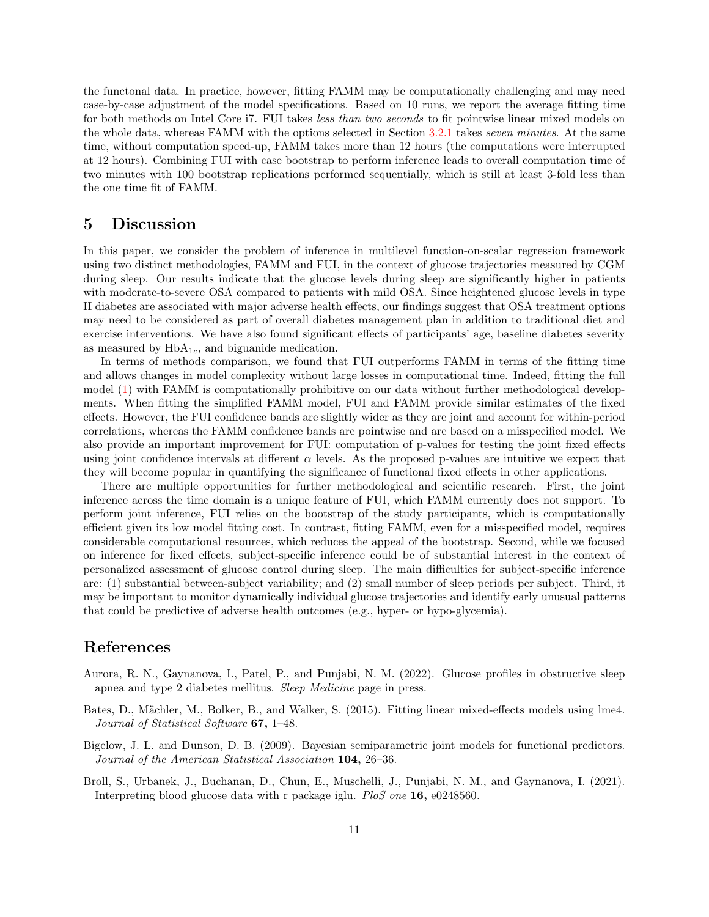the functonal data. In practice, however, fitting FAMM may be computationally challenging and may need case-by-case adjustment of the model specifications. Based on 10 runs, we report the average fitting time for both methods on Intel Core i7. FUI takes *less than two seconds* to fit pointwise linear mixed models on the whole data, whereas FAMM with the options selected in Section 3.2.1 takes *seven minutes*. At the same time, without computation speed-up, FAMM takes more than 12 hours (the computations were interrupted at 12 hours). Combining FUI with case bootstrap to perform inference leads to overall computation time of two minutes with 100 bootstrap replications performed sequentially, which is still at least 3-fold less than the one time fit of FAMM.

# 5 Discussion

In this paper, we consider the problem of inference in multilevel function-on-scalar regression framework using two distinct methodologies, FAMM and FUI, in the context of glucose trajectories measured by CGM during sleep. Our results indicate that the glucose levels during sleep are significantly higher in patients with moderate-to-severe OSA compared to patients with mild OSA. Since heightened glucose levels in type II diabetes are associated with major adverse health effects, our findings suggest that OSA treatment options may need to be considered as part of overall diabetes management plan in addition to traditional diet and exercise interventions. We have also found significant effects of participants' age, baseline diabetes severity as measured by $\text{HbA}_{1c}$, and biguanide medication.

In terms of methods comparison, we found that FUI outperforms FAMM in terms of the fitting time and allows changes in model complexity without large losses in computational time. Indeed, fitting the full model (1) with FAMM is computationally prohibitive on our data without further methodological developments. When fitting the simplified FAMM model, FUI and FAMM provide similar estimates of the fixed effects. However, the FUI confidence bands are slightly wider as they are joint and account for within-period correlations, whereas the FAMM confidence bands are pointwise and are based on a misspecified model. We also provide an important improvement for FUI: computation of p-values for testing the joint fixed effects using joint confidence intervals at different $\alpha$ levels. As the proposed p-values are intuitive we expect that they will become popular in quantifying the significance of functional fixed effects in other applications.

There are multiple opportunities for further methodological and scientific research. First, the joint inference across the time domain is a unique feature of FUI, which FAMM currently does not support. To perform joint inference, FUI relies on the bootstrap of the study participants, which is computationally efficient given its low model fitting cost. In contrast, fitting FAMM, even for a misspecified model, requires considerable computational resources, which reduces the appeal of the bootstrap. Second, while we focused on inference for fixed effects, subject-specific inference could be of substantial interest in the context of personalized assessment of glucose control during sleep. The main difficulties for subject-specific inference are: (1) substantial between-subject variability; and (2) small number of sleep periods per subject. Third, it may be important to monitor dynamically individual glucose trajectories and identify early unusual patterns that could be predictive of adverse health outcomes (e.g., hyper- or hypo-glycemia).

# References

Aurora, R. N., Gaynanova, I., Patel, P., and Punjabi, N. M. (2022). Glucose profiles in obstructive sleep apnea and type 2 diabetes mellitus. *Sleep Medicine* page in press.

Bates, D., Mächler, M., Bolker, B., and Walker, S. (2015). Fitting linear mixed-effects models using lme4. *Journal of Statistical Software* **67,** 1–48.

Bigelow, J. L. and Dunson, D. B. (2009). Bayesian semiparametric joint models for functional predictors. *Journal of the American Statistical Association* **104,** 26–36.

Broll, S., Urbanek, J., Buchanan, D., Chun, E., Muschelli, J., Punjabi, N. M., and Gaynanova, I. (2021). Interpreting blood glucose data with r package iglu. *PloS one* **16,** e0248560.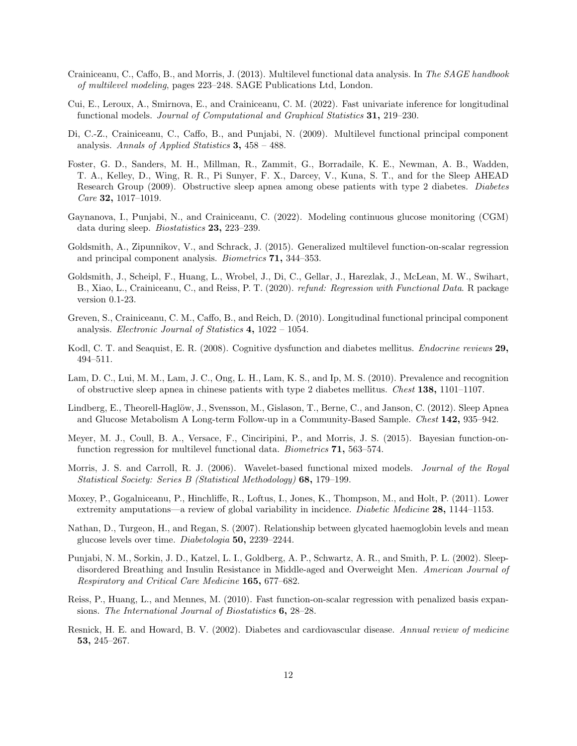Crainiceanu, C., Caffo, B., and Morris, J. (2013). Multilevel functional data analysis. In *The SAGE handbook of multilevel modeling*, pages 223–248. SAGE Publications Ltd, London.

Cui, E., Leroux, A., Smirnova, E., and Crainiceanu, C. M. (2022). Fast univariate inference for longitudinal functional models. *Journal of Computational and Graphical Statistics* **31,** 219–230.

Di, C.-Z., Crainiceanu, C., Caffo, B., and Punjabi, N. (2009). Multilevel functional principal component analysis. *Annals of Applied Statistics* **3,** 458 – 488.

Foster, G. D., Sanders, M. H., Millman, R., Zammit, G., Borradaile, K. E., Newman, A. B., Wadden, T. A., Kelley, D., Wing, R. R., Pi Sunyer, F. X., Darcey, V., Kuna, S. T., and for the Sleep AHEAD Research Group (2009). Obstructive sleep apnea among obese patients with type 2 diabetes. *Diabetes Care* **32,** 1017–1019.

Gaynanova, I., Punjabi, N., and Crainiceanu, C. (2022). Modeling continuous glucose monitoring (CGM) data during sleep. *Biostatistics* **23,** 223–239.

Goldsmith, A., Zipunnikov, V., and Schrack, J. (2015). Generalized multilevel function-on-scalar regression and principal component analysis. *Biometrics* **71,** 344–353.

Goldsmith, J., Scheipl, F., Huang, L., Wrobel, J., Di, C., Gellar, J., Harezlak, J., McLean, M. W., Swihart, B., Xiao, L., Crainiceanu, C., and Reiss, P. T. (2020). *refund: Regression with Functional Data*. R package version 0.1-23.

Greven, S., Crainiceanu, C. M., Caffo, B., and Reich, D. (2010). Longitudinal functional principal component analysis. *Electronic Journal of Statistics* **4,** 1022 – 1054.

Kodl, C. T. and Seaquist, E. R. (2008). Cognitive dysfunction and diabetes mellitus. *Endocrine reviews* **29,** 494–511.

Lam, D. C., Lui, M. M., Lam, J. C., Ong, L. H., Lam, K. S., and Ip, M. S. (2010). Prevalence and recognition of obstructive sleep apnea in chinese patients with type 2 diabetes mellitus. *Chest* **138,** 1101–1107.

Lindberg, E., Theorell-Haglöw, J., Svensson, M., Gislason, T., Berne, C., and Janson, C. (2012). Sleep Apnea and Glucose Metabolism A Long-term Follow-up in a Community-Based Sample. *Chest* **142,** 935–942.

Meyer, M. J., Coull, B. A., Versace, F., Cinciripini, P., and Morris, J. S. (2015). Bayesian function-on-function regression for multilevel functional data. *Biometrics* **71,** 563–574.

Morris, J. S. and Carroll, R. J. (2006). Wavelet-based functional mixed models. *Journal of the Royal Statistical Society: Series B (Statistical Methodology)* **68,** 179–199.

Moxey, P., Gogalniceanu, P., Hinchliffe, R., Loftus, I., Jones, K., Thompson, M., and Holt, P. (2011). Lower extremity amputations—a review of global variability in incidence. *Diabetic Medicine* **28,** 1144–1153.

Nathan, D., Turgeon, H., and Regan, S. (2007). Relationship between glycated haemoglobin levels and mean glucose levels over time. *Diabetologia* **50,** 2239–2244.

Punjabi, N. M., Sorkin, J. D., Katzel, L. I., Goldberg, A. P., Schwartz, A. R., and Smith, P. L. (2002). Sleep-disordered Breathing and Insulin Resistance in Middle-aged and Overweight Men. *American Journal of Respiratory and Critical Care Medicine* **165,** 677–682.

Reiss, P., Huang, L., and Mennes, M. (2010). Fast function-on-scalar regression with penalized basis expansions. *The International Journal of Biostatistics* **6,** 28–28.

Resnick, H. E. and Howard, B. V. (2002). Diabetes and cardiovascular disease. *Annual review of medicine* **53,** 245–267.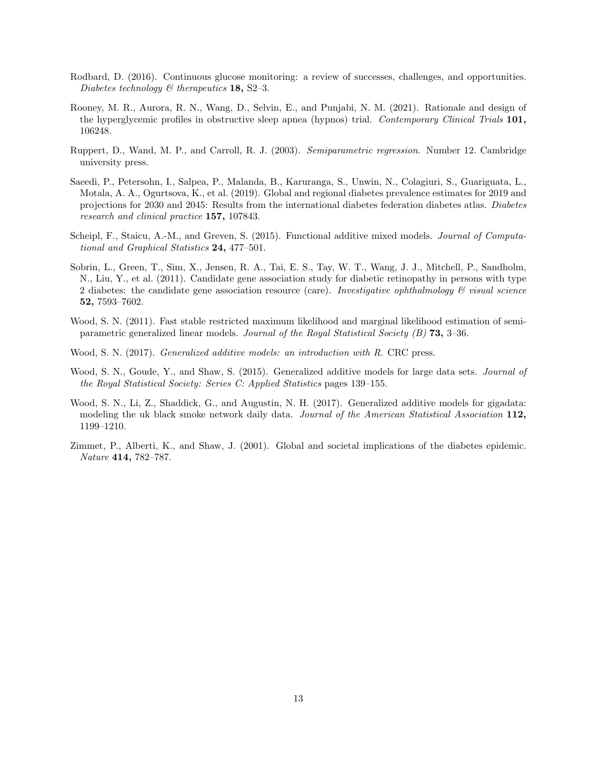Rodbard, D. (2016). Continuous glucose monitoring: a review of successes, challenges, and opportunities. *Diabetes technology & therapeutics* **18,** S2–3.

Rooney, M. R., Aurora, R. N., Wang, D., Selvin, E., and Punjabi, N. M. (2021). Rationale and design of the hyperglycemic profiles in obstructive sleep apnea (hypnos) trial. *Contemporary Clinical Trials* **101,** 106248.

Ruppert, D., Wand, M. P., and Carroll, R. J. (2003). *Semiparametric regression*. Number 12. Cambridge university press.

Saeedi, P., Petersohn, I., Salpea, P., Malanda, B., Karuranga, S., Unwin, N., Colagiuri, S., Guariguata, L., Motala, A. A., Ogurtsova, K., et al. (2019). Global and regional diabetes prevalence estimates for 2019 and projections for 2030 and 2045: Results from the international diabetes federation diabetes atlas. *Diabetes research and clinical practice* **157,** 107843.

Scheipl, F., Staicu, A.-M., and Greven, S. (2015). Functional additive mixed models. *Journal of Computational and Graphical Statistics* **24,** 477–501.

Sobrin, L., Green, T., Sim, X., Jensen, R. A., Tai, E. S., Tay, W. T., Wang, J. J., Mitchell, P., Sandholm, N., Liu, Y., et al. (2011). Candidate gene association study for diabetic retinopathy in persons with type 2 diabetes: the candidate gene association resource (care). *Investigative ophthalmology & visual science* **52,** 7593–7602.

Wood, S. N. (2011). Fast stable restricted maximum likelihood and marginal likelihood estimation of semiparametric generalized linear models. *Journal of the Royal Statistical Society (B)* **73,** 3–36.

Wood, S. N. (2017). *Generalized additive models: an introduction with R*. CRC press.

Wood, S. N., Goude, Y., and Shaw, S. (2015). Generalized additive models for large data sets. *Journal of the Royal Statistical Society: Series C: Applied Statistics* pages 139–155.

Wood, S. N., Li, Z., Shaddick, G., and Augustin, N. H. (2017). Generalized additive models for gigadata: modeling the uk black smoke network daily data. *Journal of the American Statistical Association* **112,** 1199–1210.

Zimmet, P., Alberti, K., and Shaw, J. (2001). Global and societal implications of the diabetes epidemic. *Nature* **414,** 782–787.